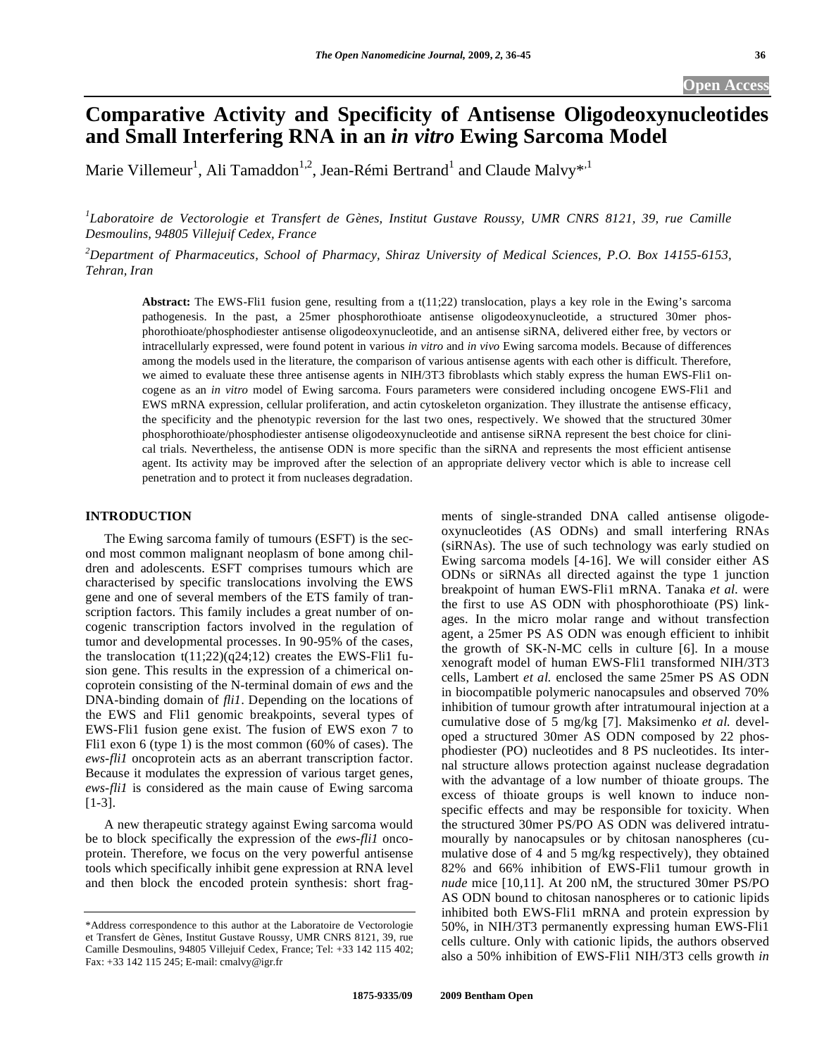**Open Access**

# Comparative Activity and Specificity of Antisense Oligodeoxynucleotides and Small Interfering RNA in an *in vitro* Ewing Sarcoma Model

Marie Villemeur[1], Ali Tamaddon[1,2], Jean-Rémi Bertrand[1] and Claude Malvy*[,1]

[1]*Laboratoire de Vectorologie et Transfert de Gènes, Institut Gustave Roussy, UMR CNRS 8121, 39, rue Camille Desmoulins, 94805 Villejuif Cedex, France*

[2]*Department of Pharmaceutics, School of Pharmacy, Shiraz University of Medical Sciences, P.O. Box 14155-6153, Tehran, Iran*

**Abstract:** The EWS-Fli1 fusion gene, resulting from a t(11;22) translocation, plays a key role in the Ewing's sarcoma pathogenesis. In the past, a 25mer phosphorothioate antisense oligodeoxynucleotide, a structured 30mer phosphorothioate/phosphodiester antisense oligodeoxynucleotide, and an antisense siRNA, delivered either free, by vectors or intracellularly expressed, were found potent in various *in vitro* and *in vivo* Ewing sarcoma models. Because of differences among the models used in the literature, the comparison of various antisense agents with each other is difficult. Therefore, we aimed to evaluate these three antisense agents in NIH/3T3 fibroblasts which stably express the human EWS-Fli1 oncogene as an *in vitro* model of Ewing sarcoma. Fours parameters were considered including oncogene EWS-Fli1 and EWS mRNA expression, cellular proliferation, and actin cytoskeleton organization. They illustrate the antisense efficacy, the specificity and the phenotypic reversion for the last two ones, respectively. We showed that the structured 30mer phosphorothioate/phosphodiester antisense oligodeoxynucleotide and antisense siRNA represent the best choice for clinical trials. Nevertheless, the antisense ODN is more specific than the siRNA and represents the most efficient antisense agent. Its activity may be improved after the selection of an appropriate delivery vector which is able to increase cell penetration and to protect it from nucleases degradation.

## INTRODUCTION

The Ewing sarcoma family of tumours (ESFT) is the second most common malignant neoplasm of bone among children and adolescents. ESFT comprises tumours which are characterised by specific translocations involving the EWS gene and one of several members of the ETS family of transcription factors. This family includes a great number of oncogenic transcription factors involved in the regulation of tumor and developmental processes. In 90-95% of the cases, the translocation t(11;22)(q24;12) creates the EWS-Fli1 fusion gene. This results in the expression of a chimerical oncoprotein consisting of the N-terminal domain of *ews* and the DNA-binding domain of *fli1*. Depending on the locations of the EWS and Fli1 genomic breakpoints, several types of EWS-Fli1 fusion gene exist. The fusion of EWS exon 7 to Fli1 exon 6 (type 1) is the most common (60% of cases). The *ews-fli1* oncoprotein acts as an aberrant transcription factor. Because it modulates the expression of various target genes, *ews-fli1* is considered as the main cause of Ewing sarcoma [1-3].

A new therapeutic strategy against Ewing sarcoma would be to block specifically the expression of the *ews-fli1* oncoprotein. Therefore, we focus on the very powerful antisense tools which specifically inhibit gene expression at RNA level and then block the encoded protein synthesis: short fragments of single-stranded DNA called antisense oligodeoxynucleotides (AS ODNs) and small interfering RNAs (siRNAs). The use of such technology was early studied on Ewing sarcoma models [4-16]. We will consider either AS ODNs or siRNAs all directed against the type 1 junction breakpoint of human EWS-Fli1 mRNA. Tanaka *et al.* were the first to use AS ODN with phosphorothioate (PS) linkages. In the micro molar range and without transfection agent, a 25mer PS AS ODN was enough efficient to inhibit the growth of SK-N-MC cells in culture [6]. In a mouse xenograft model of human EWS-Fli1 transformed NIH/3T3 cells, Lambert *et al.* enclosed the same 25mer PS AS ODN in biocompatible polymeric nanocapsules and observed 70% inhibition of tumour growth after intratumoural injection at a cumulative dose of 5 mg/kg [7]. Maksimenko *et al.* developed a structured 30mer AS ODN composed by 22 phosphodiester (PO) nucleotides and 8 PS nucleotides. Its internal structure allows protection against nuclease degradation with the advantage of a low number of thioate groups. The excess of thioate groups is well known to induce nonspecific effects and may be responsible for toxicity. When the structured 30mer PS/PO AS ODN was delivered intratumourally by nanocapsules or by chitosan nanospheres (cumulative dose of 4 and 5 mg/kg respectively), they obtained 82% and 66% inhibition of EWS-Fli1 tumour growth in *nude* mice [10,11]. At 200 nM, the structured 30mer PS/PO AS ODN bound to chitosan nanospheres or to cationic lipids inhibited both EWS-Fli1 mRNA and protein expression by 50%, in NIH/3T3 permanently expressing human EWS-Fli1 cells culture. Only with cationic lipids, the authors observed also a 50% inhibition of EWS-Fli1 NIH/3T3 cells growth *in*

*Address correspondence to this author at the Laboratoire de Vectorologie et Transfert de Gènes, Institut Gustave Roussy, UMR CNRS 8121, 39, rue Camille Desmoulins, 94805 Villejuif Cedex, France; Tel: +33 142 115 402; Fax: +33 142 115 245; E-mail: cmalvy@igr.fr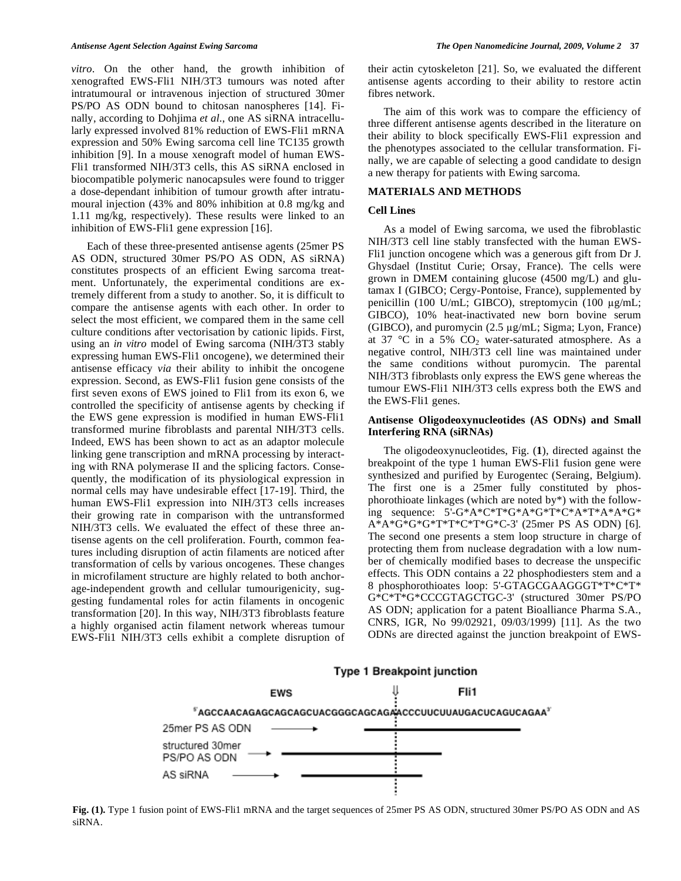*vitro*. On the other hand, the growth inhibition of xenografted EWS-Fli1 NIH/3T3 tumours was noted after intratumoural or intravenous injection of structured 30mer PS/PO AS ODN bound to chitosan nanospheres [14]. Finally, according to Dohjima *et al*., one AS siRNA intracellularly expressed involved 81% reduction of EWS-Fli1 mRNA expression and 50% Ewing sarcoma cell line TC135 growth inhibition [9]. In a mouse xenograft model of human EWS-Fli1 transformed NIH/3T3 cells, this AS siRNA enclosed in biocompatible polymeric nanocapsules were found to trigger a dose-dependant inhibition of tumour growth after intratumoural injection (43% and 80% inhibition at 0.8 mg/kg and 1.11 mg/kg, respectively). These results were linked to an inhibition of EWS-Fli1 gene expression [16].

Each of these three-presented antisense agents (25mer PS AS ODN, structured 30mer PS/PO AS ODN, AS siRNA) constitutes prospects of an efficient Ewing sarcoma treatment. Unfortunately, the experimental conditions are extremely different from a study to another. So, it is difficult to compare the antisense agents with each other. In order to select the most efficient, we compared them in the same cell culture conditions after vectorisation by cationic lipids. First, using an *in vitro* model of Ewing sarcoma (NIH/3T3 stably expressing human EWS-Fli1 oncogene), we determined their antisense efficacy *via* their ability to inhibit the oncogene expression. Second, as EWS-Fli1 fusion gene consists of the first seven exons of EWS joined to Fli1 from its exon 6, we controlled the specificity of antisense agents by checking if the EWS gene expression is modified in human EWS-Fli1 transformed murine fibroblasts and parental NIH/3T3 cells. Indeed, EWS has been shown to act as an adaptor molecule linking gene transcription and mRNA processing by interacting with RNA polymerase II and the splicing factors. Consequently, the modification of its physiological expression in normal cells may have undesirable effect [17-19]. Third, the human EWS-Fli1 expression into NIH/3T3 cells increases their growing rate in comparison with the untransformed NIH/3T3 cells. We evaluated the effect of these three antisense agents on the cell proliferation. Fourth, common features including disruption of actin filaments are noticed after transformation of cells by various oncogenes. These changes in microfilament structure are highly related to both anchorage-independent growth and cellular tumourigenicity, suggesting fundamental roles for actin filaments in oncogenic transformation [20]. In this way, NIH/3T3 fibroblasts feature a highly organised actin filament network whereas tumour EWS-Fli1 NIH/3T3 cells exhibit a complete disruption of their actin cytoskeleton [21]. So, we evaluated the different antisense agents according to their ability to restore actin fibres network.

The aim of this work was to compare the efficiency of three different antisense agents described in the literature on their ability to block specifically EWS-Fli1 expression and the phenotypes associated to the cellular transformation. Finally, we are capable of selecting a good candidate to design a new therapy for patients with Ewing sarcoma.

## MATERIALS AND METHODS

### Cell Lines

As a model of Ewing sarcoma, we used the fibroblastic NIH/3T3 cell line stably transfected with the human EWS-Fli1 junction oncogene which was a generous gift from Dr J. Ghysdael (Institut Curie; Orsay, France). The cells were grown in DMEM containing glucose (4500 mg/L) and glutamax I (GIBCO; Cergy-Pontoise, France), supplemented by penicillin (100 U/mL; GIBCO), streptomycin (100 µg/mL; GIBCO), 10% heat-inactivated new born bovine serum (GIBCO), and puromycin (2.5 µg/mL; Sigma; Lyon, France) at 37 °C in a 5% $CO_2$ water-saturated atmosphere. As a negative control, NIH/3T3 cell line was maintained under the same conditions without puromycin. The parental NIH/3T3 fibroblasts only express the EWS gene whereas the tumour EWS-Fli1 NIH/3T3 cells express both the EWS and the EWS-Fli1 genes.

### Antisense Oligodeoxynucleotides (AS ODNs) and Small Interfering RNA (siRNAs)

The oligodeoxynucleotides, Fig. (**1**), directed against the breakpoint of the type 1 human EWS-Fli1 fusion gene were synthesized and purified by Eurogentec (Seraing, Belgium). The first one is a 25mer fully constituted by phosphorothioate linkages (which are noted by*) with the following sequence: 5'-G*A*C*T*G*A*G*T*C*A*T*A*A*G*A*A*G*G*G*T*T*C*T*G*C-3' (25mer PS AS ODN) [6]. The second one presents a stem loop structure in charge of protecting them from nuclease degradation with a low number of chemically modified bases to decrease the unspecific effects. This ODN contains a 22 phosphodiesters stem and a 8 phosphorothioates loop: 5'-GTAGCGAAGGGT*T*C*T*G*C*T*G*CCCGTAGCTGC-3' (structured 30mer PS/PO AS ODN; application for a patent Bioalliance Pharma S.A., CNRS, IGR, No 99/02921, 09/03/1999) [11]. As the two ODNs are directed against the junction breakpoint of EWS-

Type 1 Breakpoint junction

EWS ⇓ Fli1

5'AGCCAACAGAGCAGCAGCUACGGGCAGCAGAACCCUUCUUAUGACUCAGUCAGAA3'

25mer PS AS ODN

structured 30mer PS/PO AS ODN

AS siRNA

**Fig. (1).** Type 1 fusion point of EWS-Fli1 mRNA and the target sequences of 25mer PS AS ODN, structured 30mer PS/PO AS ODN and AS siRNA.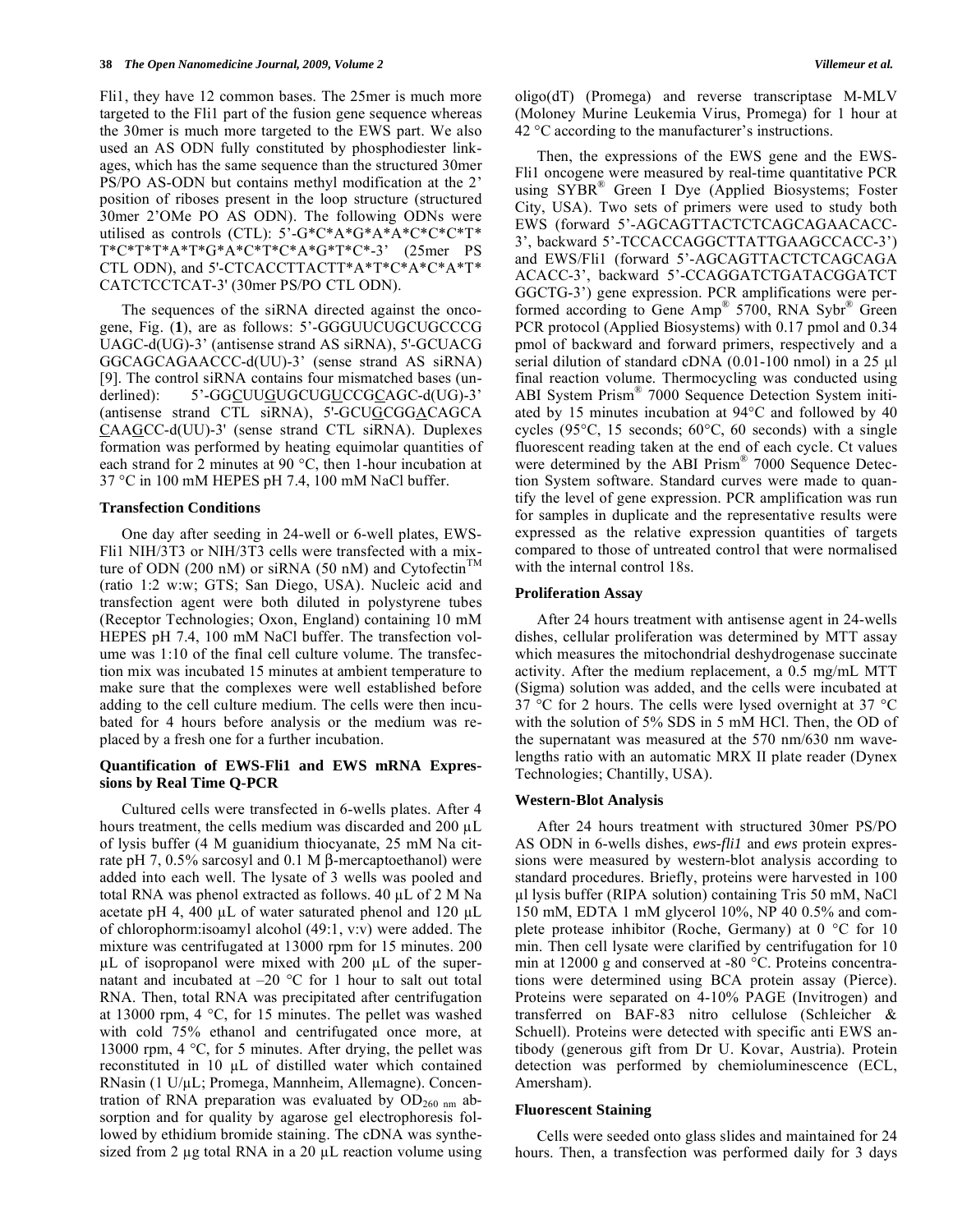Fli1, they have 12 common bases. The 25mer is much more targeted to the Fli1 part of the fusion gene sequence whereas the 30mer is much more targeted to the EWS part. We also used an AS ODN fully constituted by phosphodiester linkages, which has the same sequence than the structured 30mer PS/PO AS-ODN but contains methyl modification at the 2' position of riboses present in the loop structure (structured 30mer 2'OMe PO AS ODN). The following ODNs were utilised as controls (CTL): 5'-G*C*A*G*A*A*C*C*C*T*T*C*T*T*A*T*G*A*C*T*C*A*G*T*C*-3' (25mer PS CTL ODN), and 5'-CTCACCTTACTT*A*T*C*A*C*A*T*CATCTCCTCAT-3' (30mer PS/PO CTL ODN).

The sequences of the siRNA directed against the oncogene, Fig. (**1**), are as follows: 5'-GGGUUCUGCUGCCCGUAGC-d(UG)-3' (antisense strand AS siRNA), 5'-GCUACGGGCAGCAGAACCC-d(UU)-3' (sense strand AS siRNA) [9]. The control siRNA contains four mismatched bases (underlined): 5'-GGCUUGUGCUGUCCGCAGC-d(UG)-3' (antisense strand CTL siRNA), 5'-GCUGCGGACAGCACAAGCC-d(UU)-3' (sense strand CTL siRNA). Duplexes formation was performed by heating equimolar quantities of each strand for 2 minutes at 90 °C, then 1-hour incubation at 37 °C in 100 mM HEPES pH 7.4, 100 mM NaCl buffer.

### Transfection Conditions

One day after seeding in 24-well or 6-well plates, EWS-Fli1 NIH/3T3 or NIH/3T3 cells were transfected with a mixture of ODN (200 nM) or siRNA (50 nM) and Cytofectin™ (ratio 1:2 w:w; GTS; San Diego, USA). Nucleic acid and transfection agent were both diluted in polystyrene tubes (Receptor Technologies; Oxon, England) containing 10 mM HEPES pH 7.4, 100 mM NaCl buffer. The transfection volume was 1:10 of the final cell culture volume. The transfection mix was incubated 15 minutes at ambient temperature to make sure that the complexes were well established before adding to the cell culture medium. The cells were then incubated for 4 hours before analysis or the medium was replaced by a fresh one for a further incubation.

### Quantification of EWS-Fli1 and EWS mRNA Expressions by Real Time Q-PCR

Cultured cells were transfected in 6-wells plates. After 4 hours treatment, the cells medium was discarded and 200 µL of lysis buffer (4 M guanidium thiocyanate, 25 mM Na citrate pH 7, 0.5% sarcosyl and 0.1 M β-mercaptoethanol) were added into each well. The lysate of 3 wells was pooled and total RNA was phenol extracted as follows. 40 µL of 2 M Na acetate pH 4, 400 µL of water saturated phenol and 120 µL of chlorophorm:isoamyl alcohol (49:1, v:v) were added. The mixture was centrifugated at 13000 rpm for 15 minutes. 200 µL of isopropanol were mixed with 200 µL of the supernatant and incubated at –20 °C for 1 hour to salt out total RNA. Then, total RNA was precipitated after centrifugation at 13000 rpm, 4 °C, for 15 minutes. The pellet was washed with cold 75% ethanol and centrifugated once more, at 13000 rpm, 4 °C, for 5 minutes. After drying, the pellet was reconstituted in 10 µL of distilled water which contained RNasin (1 U/µL; Promega, Mannheim, Allemagne). Concentration of RNA preparation was evaluated by $OD_{260\ nm}$ absorption and for quality by agarose gel electrophoresis followed by ethidium bromide staining. The cDNA was synthesized from 2 µg total RNA in a 20 µL reaction volume using oligo(dT) (Promega) and reverse transcriptase M-MLV (Moloney Murine Leukemia Virus, Promega) for 1 hour at 42 °C according to the manufacturer's instructions.

Then, the expressions of the EWS gene and the EWS-Fli1 oncogene were measured by real-time quantitative PCR using SYBR® Green I Dye (Applied Biosystems; Foster City, USA). Two sets of primers were used to study both EWS (forward 5'-AGCAGTTACTCTCAGCAGAACACC-3', backward 5'-TCCACCAGGCTTATTGAAGCCACC-3') and EWS/Fli1 (forward 5'-AGCAGTTACTCTCAGCAGAACACC-3', backward 5'-CCAGGATCTGATACGGATCTGGCTG-3') gene expression. PCR amplifications were performed according to Gene Amp® 5700, RNA Sybr® Green PCR protocol (Applied Biosystems) with 0.17 pmol and 0.34 pmol of backward and forward primers, respectively and a serial dilution of standard cDNA (0.01-100 nmol) in a 25 µl final reaction volume. Thermocycling was conducted using ABI System Prism® 7000 Sequence Detection System initiated by 15 minutes incubation at 94°C and followed by 40 cycles (95°C, 15 seconds; 60°C, 60 seconds) with a single fluorescent reading taken at the end of each cycle. Ct values were determined by the ABI Prism® 7000 Sequence Detection System software. Standard curves were made to quantify the level of gene expression. PCR amplification was run for samples in duplicate and the representative results were expressed as the relative expression quantities of targets compared to those of untreated control that were normalised with the internal control 18s.

### Proliferation Assay

After 24 hours treatment with antisense agent in 24-wells dishes, cellular proliferation was determined by MTT assay which measures the mitochondrial deshydrogenase succinate activity. After the medium replacement, a 0.5 mg/mL MTT (Sigma) solution was added, and the cells were incubated at 37 °C for 2 hours. The cells were lysed overnight at 37 °C with the solution of 5% SDS in 5 mM HCl. Then, the OD of the supernatant was measured at the 570 nm/630 nm wavelengths ratio with an automatic MRX II plate reader (Dynex Technologies; Chantilly, USA).

### Western-Blot Analysis

After 24 hours treatment with structured 30mer PS/PO AS ODN in 6-wells dishes, *ews-fli1* and *ews* protein expressions were measured by western-blot analysis according to standard procedures. Briefly, proteins were harvested in 100 µl lysis buffer (RIPA solution) containing Tris 50 mM, NaCl 150 mM, EDTA 1 mM glycerol 10%, NP 40 0.5% and complete protease inhibitor (Roche, Germany) at 0 °C for 10 min. Then cell lysate were clarified by centrifugation for 10 min at 12000 g and conserved at -80 °C. Proteins concentrations were determined using BCA protein assay (Pierce). Proteins were separated on 4-10% PAGE (Invitrogen) and transferred on BAF-83 nitro cellulose (Schleicher & Schuell). Proteins were detected with specific anti EWS antibody (generous gift from Dr U. Kovar, Austria). Protein detection was performed by chemioluminescence (ECL, Amersham).

### Fluorescent Staining

Cells were seeded onto glass slides and maintained for 24 hours. Then, a transfection was performed daily for 3 days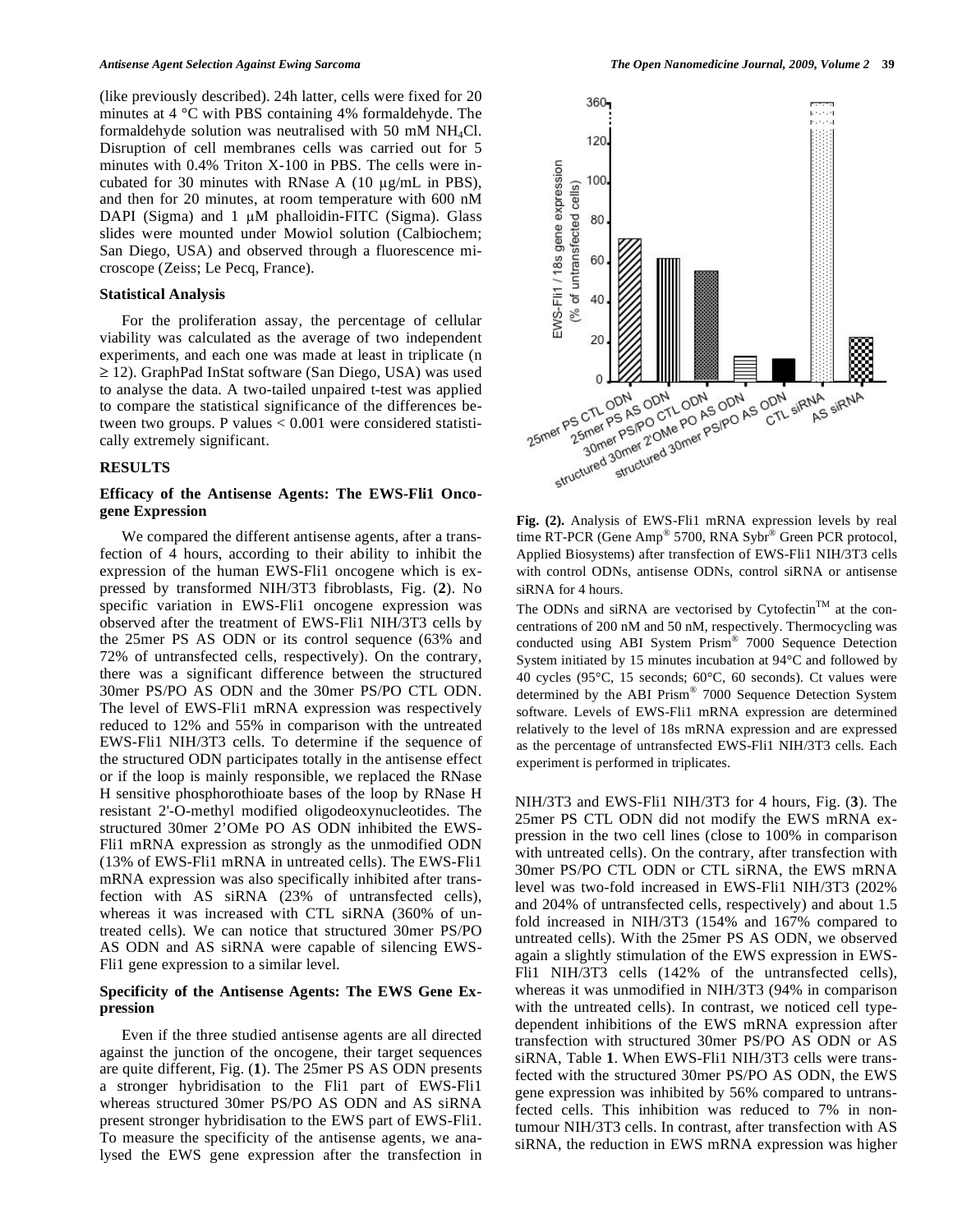(like previously described). 24h latter, cells were fixed for 20 minutes at 4 °C with PBS containing 4% formaldehyde. The formaldehyde solution was neutralised with 50 mM $NH_4Cl$. Disruption of cell membranes cells was carried out for 5 minutes with 0.4% Triton X-100 in PBS. The cells were incubated for 30 minutes with RNase A (10 µg/mL in PBS), and then for 20 minutes, at room temperature with 600 nM DAPI (Sigma) and 1 µM phalloidin-FITC (Sigma). Glass slides were mounted under Mowiol solution (Calbiochem; San Diego, USA) and observed through a fluorescence microscope (Zeiss; Le Pecq, France).

### Statistical Analysis

For the proliferation assay, the percentage of cellular viability was calculated as the average of two independent experiments, and each one was made at least in triplicate ($n \geq 12$). GraphPad InStat software (San Diego, USA) was used to analyse the data. A two-tailed unpaired t-test was applied to compare the statistical significance of the differences between two groups. P values < 0.001 were considered statistically extremely significant.

## RESULTS

### Efficacy of the Antisense Agents: The EWS-Fli1 Oncogene Expression

We compared the different antisense agents, after a transfection of 4 hours, according to their ability to inhibit the expression of the human EWS-Fli1 oncogene which is expressed by transformed NIH/3T3 fibroblasts, Fig. (**2**). No specific variation in EWS-Fli1 oncogene expression was observed after the treatment of EWS-Fli1 NIH/3T3 cells by the 25mer PS AS ODN or its control sequence (63% and 72% of untransfected cells, respectively). On the contrary, there was a significant difference between the structured 30mer PS/PO AS ODN and the 30mer PS/PO CTL ODN. The level of EWS-Fli1 mRNA expression was respectively reduced to 12% and 55% in comparison with the untreated EWS-Fli1 NIH/3T3 cells. To determine if the sequence of the structured ODN participates totally in the antisense effect or if the loop is mainly responsible, we replaced the RNase H sensitive phosphorothioate bases of the loop by RNase H resistant 2'-O-methyl modified oligodeoxynucleotides. The structured 30mer 2'OMe PO AS ODN inhibited the EWS-Fli1 mRNA expression as strongly as the unmodified ODN (13% of EWS-Fli1 mRNA in untreated cells). The EWS-Fli1 mRNA expression was also specifically inhibited after transfection with AS siRNA (23% of untransfected cells), whereas it was increased with CTL siRNA (360% of untreated cells). We can notice that structured 30mer PS/PO AS ODN and AS siRNA were capable of silencing EWS-Fli1 gene expression to a similar level.

### Specificity of the Antisense Agents: The EWS Gene Expression

Even if the three studied antisense agents are all directed against the junction of the oncogene, their target sequences are quite different, Fig. (**1**). The 25mer PS AS ODN presents a stronger hybridisation to the Fli1 part of EWS-Fli1 whereas structured 30mer PS/PO AS ODN and AS siRNA present stronger hybridisation to the EWS part of EWS-Fli1. To measure the specificity of the antisense agents, we analysed the EWS gene expression after the transfection in NIH/3T3 and EWS-Fli1 NIH/3T3 for 4 hours, Fig. (**3**). The 25mer PS CTL ODN did not modify the EWS mRNA expression in the two cell lines (close to 100% in comparison with untreated cells). On the contrary, after transfection with 30mer PS/PO CTL ODN or CTL siRNA, the EWS mRNA level was two-fold increased in EWS-Fli1 NIH/3T3 (202% and 204% of untransfected cells, respectively) and about 1.5 fold increased in NIH/3T3 (154% and 167% compared to untreated cells). With the 25mer PS AS ODN, we observed again a slightly stimulation of the EWS expression in EWS-Fli1 NIH/3T3 cells (142% of the untransfected cells), whereas it was unmodified in NIH/3T3 (94% in comparison with the untreated cells). In contrast, we noticed cell type-dependent inhibitions of the EWS mRNA expression after transfection with structured 30mer PS/PO AS ODN or AS siRNA, Table **1**. When EWS-Fli1 NIH/3T3 cells were transfected with the structured 30mer PS/PO AS ODN, the EWS gene expression was inhibited by 56% compared to untransfected cells. This inhibition was reduced to 7% in non-tumour NIH/3T3 cells. In contrast, after transfection with AS siRNA, the reduction in EWS mRNA expression was higher

**Fig. (2).** Analysis of EWS-Fli1 mRNA expression levels by real time RT-PCR (Gene Amp® 5700, RNA Sybr® Green PCR protocol, Applied Biosystems) after transfection of EWS-Fli1 NIH/3T3 cells with control ODNs, antisense ODNs, control siRNA or antisense siRNA for 4 hours.

The ODNs and siRNA are vectorised by Cytofectin™ at the concentrations of 200 nM and 50 nM, respectively. Thermocycling was conducted using ABI System Prism® 7000 Sequence Detection System initiated by 15 minutes incubation at 94°C and followed by 40 cycles (95°C, 15 seconds; 60°C, 60 seconds). Ct values were determined by the ABI Prism® 7000 Sequence Detection System software. Levels of EWS-Fli1 mRNA expression are determined relatively to the level of 18s mRNA expression and are expressed as the percentage of untransfected EWS-Fli1 NIH/3T3 cells. Each experiment is performed in triplicates.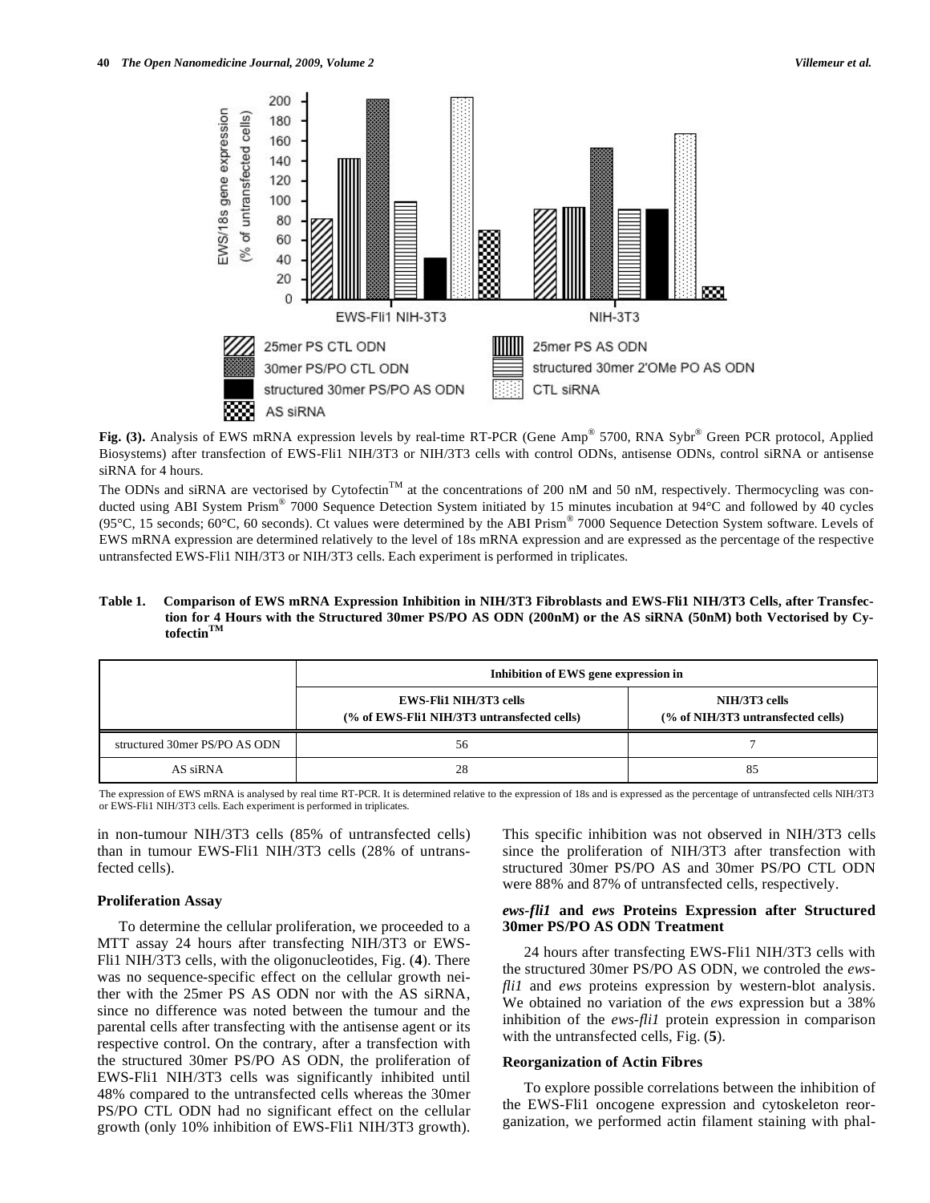**Fig. (3).** Analysis of EWS mRNA expression levels by real-time RT-PCR (Gene Amp® 5700, RNA Sybr® Green PCR protocol, Applied Biosystems) after transfection of EWS-Fli1 NIH/3T3 or NIH/3T3 cells with control ODNs, antisense ODNs, control siRNA or antisense siRNA for 4 hours.

The ODNs and siRNA are vectorised by Cytofectin™ at the concentrations of 200 nM and 50 nM, respectively. Thermocycling was conducted using ABI System Prism® 7000 Sequence Detection System initiated by 15 minutes incubation at 94°C and followed by 40 cycles (95°C, 15 seconds; 60°C, 60 seconds). Ct values were determined by the ABI Prism® 7000 Sequence Detection System software. Levels of EWS mRNA expression are determined relatively to the level of 18s mRNA expression and are expressed as the percentage of the respective untransfected EWS-Fli1 NIH/3T3 or NIH/3T3 cells. Each experiment is performed in triplicates.

**Table 1. Comparison of EWS mRNA Expression Inhibition in NIH/3T3 Fibroblasts and EWS-Fli1 NIH/3T3 Cells, after Transfection for 4 Hours with the Structured 30mer PS/PO AS ODN (200nM) or the AS siRNA (50nM) both Vectorised by Cytofectin™**

| | Inhibition of EWS gene expression in | |
|---|---|---|
| | EWS-Fli1 NIH/3T3 cells (% of EWS-Fli1 NIH/3T3 untransfected cells) | NIH/3T3 cells (% of NIH/3T3 untransfected cells) |
| structured 30mer PS/PO AS ODN | 56 | 7 |
| AS siRNA | 28 | 85 |

The expression of EWS mRNA is analysed by real time RT-PCR. It is determined relative to the expression of 18s and is expressed as the percentage of untransfected cells NIH/3T3 or EWS-Fli1 NIH/3T3 cells. Each experiment is performed in triplicates.

in non-tumour NIH/3T3 cells (85% of untransfected cells) than in tumour EWS-Fli1 NIH/3T3 cells (28% of untransfected cells).

### Proliferation Assay

To determine the cellular proliferation, we proceeded to a MTT assay 24 hours after transfecting NIH/3T3 or EWS-Fli1 NIH/3T3 cells, with the oligonucleotides, Fig. (**4**). There was no sequence-specific effect on the cellular growth neither with the 25mer PS AS ODN nor with the AS siRNA, since no difference was noted between the tumour and the parental cells after transfecting with the antisense agent or its respective control. On the contrary, after a transfection with the structured 30mer PS/PO AS ODN, the proliferation of EWS-Fli1 NIH/3T3 cells was significantly inhibited until 48% compared to the untransfected cells whereas the 30mer PS/PO CTL ODN had no significant effect on the cellular growth (only 10% inhibition of EWS-Fli1 NIH/3T3 growth). This specific inhibition was not observed in NIH/3T3 cells since the proliferation of NIH/3T3 after transfection with structured 30mer PS/PO AS and 30mer PS/PO CTL ODN were 88% and 87% of untransfected cells, respectively.

### *ews-fli1* and *ews* Proteins Expression after Structured 30mer PS/PO AS ODN Treatment

24 hours after transfecting EWS-Fli1 NIH/3T3 cells with the structured 30mer PS/PO AS ODN, we controled the *ews-fli1* and *ews* proteins expression by western-blot analysis. We obtained no variation of the *ews* expression but a 38% inhibition of the *ews-fli1* protein expression in comparison with the untransfected cells, Fig. (**5**).

### Reorganization of Actin Fibres

To explore possible correlations between the inhibition of the EWS-Fli1 oncogene expression and cytoskeleton reorganization, we performed actin filament staining with phal-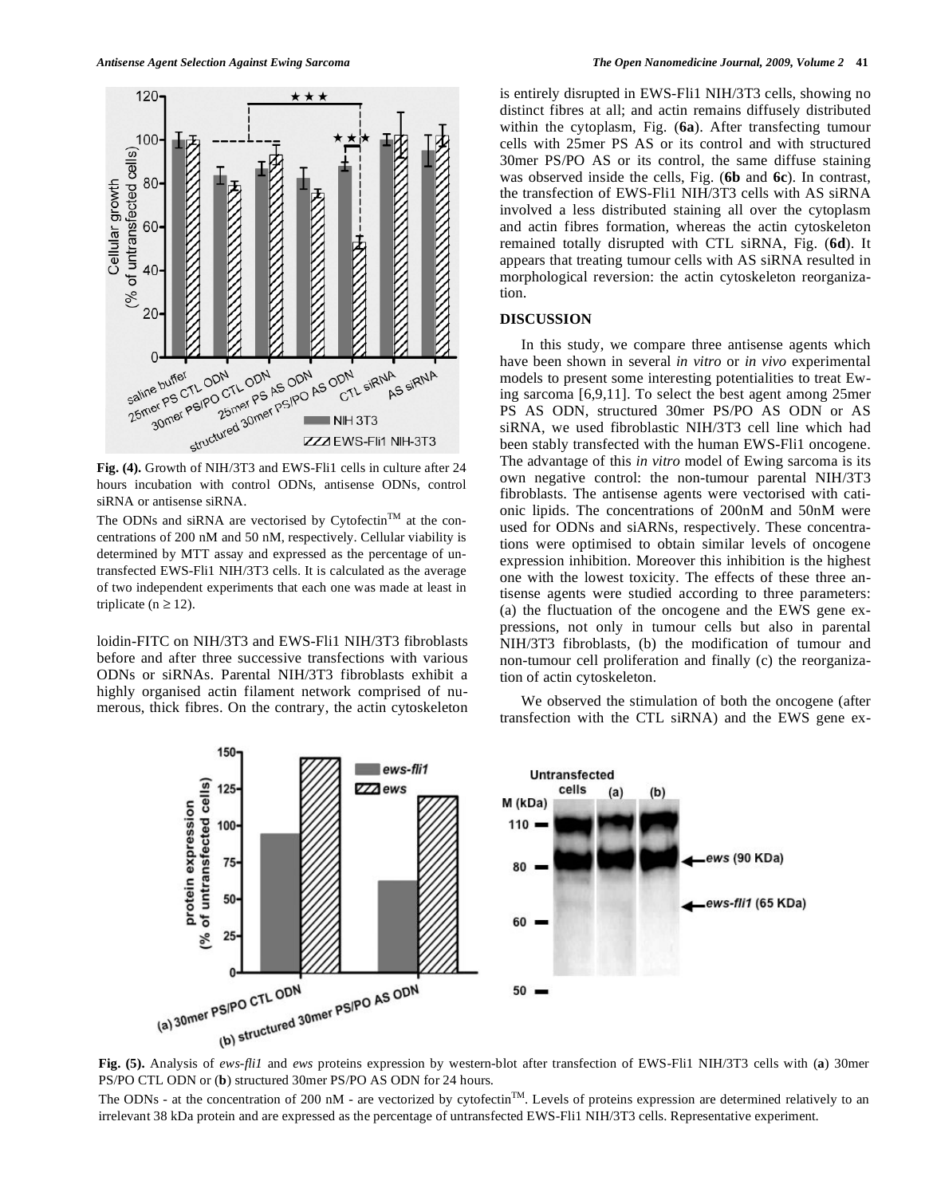Fig. (4). Growth of NIH/3T3 and EWS-Fli1 cells in culture after 24 hours incubation with control ODNs, antisense ODNs, control siRNA or antisense siRNA.

The ODNs and siRNA are vectorised by Cytofectin$^{TM}$ at the concentrations of 200 nM and 50 nM, respectively. Cellular viability is determined by MTT assay and expressed as the percentage of untransfected EWS-Fli1 NIH/3T3 cells. It is calculated as the average of two independent experiments that each one was made at least in triplicate ($n \geq 12$).

loidin-FITC on NIH/3T3 and EWS-Fli1 NIH/3T3 fibroblasts before and after three successive transfections with various ODNs or siRNAs. Parental NIH/3T3 fibroblasts exhibit a highly organised actin filament network comprised of numerous, thick fibres. On the contrary, the actin cytoskeleton is entirely disrupted in EWS-Fli1 NIH/3T3 cells, showing no distinct fibres at all; and actin remains diffusely distributed within the cytoplasm, Fig. (**6a**). After transfecting tumour cells with 25mer PS AS or its control and with structured 30mer PS/PO AS or its control, the same diffuse staining was observed inside the cells, Fig. (**6b** and **6c**). In contrast, the transfection of EWS-Fli1 NIH/3T3 cells with AS siRNA involved a less distributed staining all over the cytoplasm and actin fibres formation, whereas the actin cytoskeleton remained totally disrupted with CTL siRNA, Fig. (**6d**). It appears that treating tumour cells with AS siRNA resulted in morphological reversion: the actin cytoskeleton reorganization.

## DISCUSSION

In this study, we compare three antisense agents which have been shown in several *in vitro* or *in vivo* experimental models to present some interesting potentialities to treat Ewing sarcoma [6,9,11]. To select the best agent among 25mer PS AS ODN, structured 30mer PS/PO AS ODN or AS siRNA, we used fibroblastic NIH/3T3 cell line which had been stably transfected with the human EWS-Fli1 oncogene. The advantage of this *in vitro* model of Ewing sarcoma is its own negative control: the non-tumour parental NIH/3T3 fibroblasts. The antisense agents were vectorised with cationic lipids. The concentrations of 200nM and 50nM were used for ODNs and siARNs, respectively. These concentrations were optimised to obtain similar levels of oncogene expression inhibition. Moreover this inhibition is the highest one with the lowest toxicity. The effects of these three antisense agents were studied according to three parameters: (a) the fluctuation of the oncogene and the EWS gene expressions, not only in tumour cells but also in parental NIH/3T3 fibroblasts, (b) the modification of tumour and non-tumour cell proliferation and finally (c) the reorganization of actin cytoskeleton.

We observed the stimulation of both the oncogene (after transfection with the CTL siRNA) and the EWS gene ex-

Fig. (5). Analysis of *ews-fli1* and *ews* proteins expression by western-blot after transfection of EWS-Fli1 NIH/3T3 cells with (**a**) 30mer PS/PO CTL ODN or (**b**) structured 30mer PS/PO AS ODN for 24 hours.

The ODNs - at the concentration of 200 nM - are vectorized by cytofectin$^{TM}$. Levels of proteins expression are determined relatively to an irrelevant 38 kDa protein and are expressed as the percentage of untransfected EWS-Fli1 NIH/3T3 cells. Representative experiment.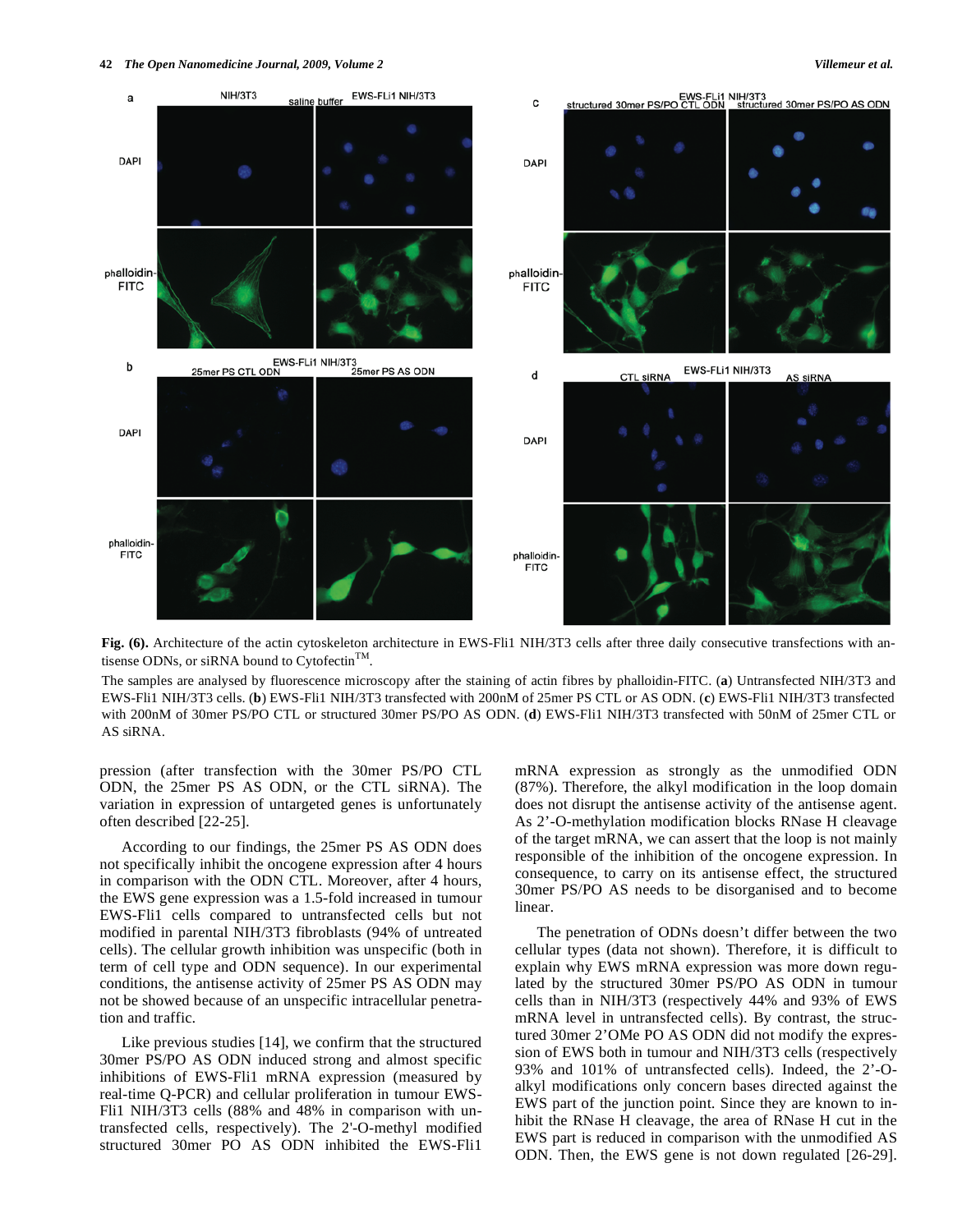Fig. (6). Architecture of the actin cytoskeleton architecture in EWS-Fli1 NIH/3T3 cells after three daily consecutive transfections with antisense ODNs, or siRNA bound to Cytofectin™.

The samples are analysed by fluorescence microscopy after the staining of actin fibres by phalloidin-FITC. (**a**) Untransfected NIH/3T3 and EWS-Fli1 NIH/3T3 cells. (**b**) EWS-Fli1 NIH/3T3 transfected with 200nM of 25mer PS CTL or AS ODN. (**c**) EWS-Fli1 NIH/3T3 transfected with 200nM of 30mer PS/PO CTL or structured 30mer PS/PO AS ODN. (**d**) EWS-Fli1 NIH/3T3 transfected with 50nM of 25mer CTL or AS siRNA.

pression (after transfection with the 30mer PS/PO CTL ODN, the 25mer PS AS ODN, or the CTL siRNA). The variation in expression of untargeted genes is unfortunately often described [22-25].

According to our findings, the 25mer PS AS ODN does not specifically inhibit the oncogene expression after 4 hours in comparison with the ODN CTL. Moreover, after 4 hours, the EWS gene expression was a 1.5-fold increased in tumour EWS-Fli1 cells compared to untransfected cells but not modified in parental NIH/3T3 fibroblasts (94% of untreated cells). The cellular growth inhibition was unspecific (both in term of cell type and ODN sequence). In our experimental conditions, the antisense activity of 25mer PS AS ODN may not be showed because of an unspecific intracellular penetration and traffic.

Like previous studies [14], we confirm that the structured 30mer PS/PO AS ODN induced strong and almost specific inhibitions of EWS-Fli1 mRNA expression (measured by real-time Q-PCR) and cellular proliferation in tumour EWS-Fli1 NIH/3T3 cells (88% and 48% in comparison with untransfected cells, respectively). The 2'-O-methyl modified structured 30mer PO AS ODN inhibited the EWS-Fli1 mRNA expression as strongly as the unmodified ODN (87%). Therefore, the alkyl modification in the loop domain does not disrupt the antisense activity of the antisense agent. As 2'-O-methylation modification blocks RNase H cleavage of the target mRNA, we can assert that the loop is not mainly responsible of the inhibition of the oncogene expression. In consequence, to carry on its antisense effect, the structured 30mer PS/PO AS needs to be disorganised and to become linear.

The penetration of ODNs doesn't differ between the two cellular types (data not shown). Therefore, it is difficult to explain why EWS mRNA expression was more down regulated by the structured 30mer PS/PO AS ODN in tumour cells than in NIH/3T3 (respectively 44% and 93% of EWS mRNA level in untransfected cells). By contrast, the structured 30mer 2'OMe PO AS ODN did not modify the expression of EWS both in tumour and NIH/3T3 cells (respectively 93% and 101% of untransfected cells). Indeed, the 2'-O-alkyl modifications only concern bases directed against the EWS part of the junction point. Since they are known to inhibit the RNase H cleavage, the area of RNase H cut in the EWS part is reduced in comparison with the unmodified AS ODN. Then, the EWS gene is not down regulated [26-29].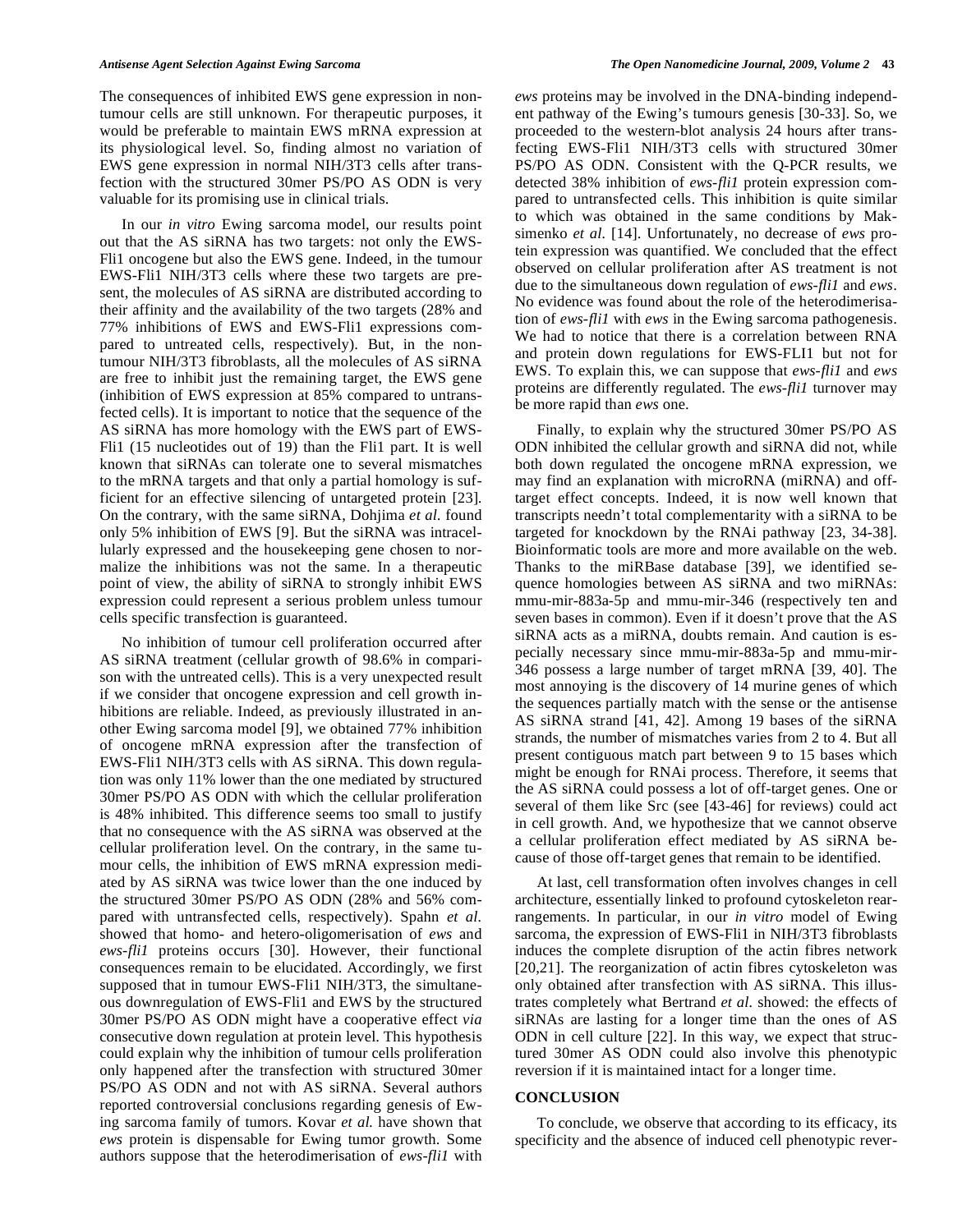The consequences of inhibited EWS gene expression in non-tumour cells are still unknown. For therapeutic purposes, it would be preferable to maintain EWS mRNA expression at its physiological level. So, finding almost no variation of EWS gene expression in normal NIH/3T3 cells after transfection with the structured 30mer PS/PO AS ODN is very valuable for its promising use in clinical trials.

In our *in vitro* Ewing sarcoma model, our results point out that the AS siRNA has two targets: not only the EWS-Fli1 oncogene but also the EWS gene. Indeed, in the tumour EWS-Fli1 NIH/3T3 cells where these two targets are present, the molecules of AS siRNA are distributed according to their affinity and the availability of the two targets (28% and 77% inhibitions of EWS and EWS-Fli1 expressions compared to untreated cells, respectively). But, in the non-tumour NIH/3T3 fibroblasts, all the molecules of AS siRNA are free to inhibit just the remaining target, the EWS gene (inhibition of EWS expression at 85% compared to untransfected cells). It is important to notice that the sequence of the AS siRNA has more homology with the EWS part of EWS-Fli1 (15 nucleotides out of 19) than the Fli1 part. It is well known that siRNAs can tolerate one to several mismatches to the mRNA targets and that only a partial homology is sufficient for an effective silencing of untargeted protein [23]. On the contrary, with the same siRNA, Dohjima *et al.* found only 5% inhibition of EWS [9]. But the siRNA was intracellularly expressed and the housekeeping gene chosen to normalize the inhibitions was not the same. In a therapeutic point of view, the ability of siRNA to strongly inhibit EWS expression could represent a serious problem unless tumour cells specific transfection is guaranteed.

No inhibition of tumour cell proliferation occurred after AS siRNA treatment (cellular growth of 98.6% in comparison with the untreated cells). This is a very unexpected result if we consider that oncogene expression and cell growth inhibitions are reliable. Indeed, as previously illustrated in another Ewing sarcoma model [9], we obtained 77% inhibition of oncogene mRNA expression after the transfection of EWS-Fli1 NIH/3T3 cells with AS siRNA. This down regulation was only 11% lower than the one mediated by structured 30mer PS/PO AS ODN with which the cellular proliferation is 48% inhibited. This difference seems too small to justify that no consequence with the AS siRNA was observed at the cellular proliferation level. On the contrary, in the same tumour cells, the inhibition of EWS mRNA expression mediated by AS siRNA was twice lower than the one induced by the structured 30mer PS/PO AS ODN (28% and 56% compared with untransfected cells, respectively). Spahn *et al.* showed that homo- and hetero-oligomerisation of *ews* and *ews-fli1* proteins occurs [30]. However, their functional consequences remain to be elucidated. Accordingly, we first supposed that in tumour EWS-Fli1 NIH/3T3, the simultaneous downregulation of EWS-Fli1 and EWS by the structured 30mer PS/PO AS ODN might have a cooperative effect *via* consecutive down regulation at protein level. This hypothesis could explain why the inhibition of tumour cells proliferation only happened after the transfection with structured 30mer PS/PO AS ODN and not with AS siRNA. Several authors reported controversial conclusions regarding genesis of Ewing sarcoma family of tumors. Kovar *et al.* have shown that *ews* protein is dispensable for Ewing tumor growth. Some authors suppose that the heterodimerisation of *ews-fli1* with *ews* proteins may be involved in the DNA-binding independent pathway of the Ewing's tumours genesis [30-33]. So, we proceeded to the western-blot analysis 24 hours after transfecting EWS-Fli1 NIH/3T3 cells with structured 30mer PS/PO AS ODN. Consistent with the Q-PCR results, we detected 38% inhibition of *ews-fli1* protein expression compared to untransfected cells. This inhibition is quite similar to which was obtained in the same conditions by Maksimenko *et al.* [14]. Unfortunately, no decrease of *ews* protein expression was quantified. We concluded that the effect observed on cellular proliferation after AS treatment is not due to the simultaneous down regulation of *ews-fli1* and *ews*. No evidence was found about the role of the heterodimerisation of *ews-fli1* with *ews* in the Ewing sarcoma pathogenesis. We had to notice that there is a correlation between RNA and protein down regulations for EWS-FLI1 but not for EWS. To explain this, we can suppose that *ews-fli1* and *ews* proteins are differently regulated. The *ews-fli1* turnover may be more rapid than *ews* one.

Finally, to explain why the structured 30mer PS/PO AS ODN inhibited the cellular growth and siRNA did not, while both down regulated the oncogene mRNA expression, we may find an explanation with microRNA (miRNA) and off-target effect concepts. Indeed, it is now well known that transcripts needn't total complementarity with a siRNA to be targeted for knockdown by the RNAi pathway [23, 34-38]. Bioinformatic tools are more and more available on the web. Thanks to the miRBase database [39], we identified sequence homologies between AS siRNA and two miRNAs: mmu-mir-883a-5p and mmu-mir-346 (respectively ten and seven bases in common). Even if it doesn't prove that the AS siRNA acts as a miRNA, doubts remain. And caution is especially necessary since mmu-mir-883a-5p and mmu-mir-346 possess a large number of target mRNA [39, 40]. The most annoying is the discovery of 14 murine genes of which the sequences partially match with the sense or the antisense AS siRNA strand [41, 42]. Among 19 bases of the siRNA strands, the number of mismatches varies from 2 to 4. But all present contiguous match part between 9 to 15 bases which might be enough for RNAi process. Therefore, it seems that the AS siRNA could possess a lot of off-target genes. One or several of them like Src (see [43-46] for reviews) could act in cell growth. And, we hypothesize that we cannot observe a cellular proliferation effect mediated by AS siRNA because of those off-target genes that remain to be identified.

At last, cell transformation often involves changes in cell architecture, essentially linked to profound cytoskeleton rearrangements. In particular, in our *in vitro* model of Ewing sarcoma, the expression of EWS-Fli1 in NIH/3T3 fibroblasts induces the complete disruption of the actin fibres network [20,21]. The reorganization of actin fibres cytoskeleton was only obtained after transfection with AS siRNA. This illustrates completely what Bertrand *et al.* showed: the effects of siRNAs are lasting for a longer time than the ones of AS ODN in cell culture [22]. In this way, we expect that structured 30mer AS ODN could also involve this phenotypic reversion if it is maintained intact for a longer time.

## CONCLUSION

To conclude, we observe that according to its efficacy, its specificity and the absence of induced cell phenotypic rever-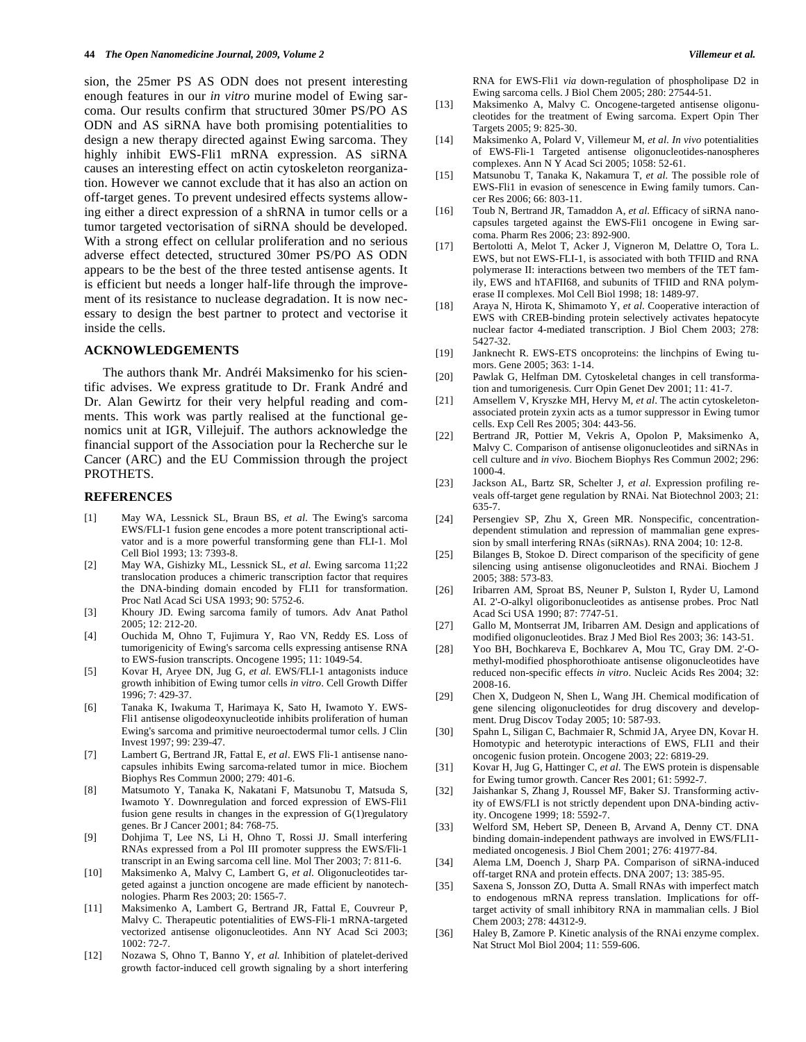sion, the 25mer PS AS ODN does not present interesting enough features in our *in vitro* murine model of Ewing sarcoma. Our results confirm that structured 30mer PS/PO AS ODN and AS siRNA have both promising potentialities to design a new therapy directed against Ewing sarcoma. They highly inhibit EWS-Fli1 mRNA expression. AS siRNA causes an interesting effect on actin cytoskeleton reorganization. However we cannot exclude that it has also an action on off-target genes. To prevent undesired effects systems allowing either a direct expression of a shRNA in tumor cells or a tumor targeted vectorisation of siRNA should be developed. With a strong effect on cellular proliferation and no serious adverse effect detected, structured 30mer PS/PO AS ODN appears to be the best of the three tested antisense agents. It is efficient but needs a longer half-life through the improvement of its resistance to nuclease degradation. It is now necessary to design the best partner to protect and vectorise it inside the cells.

## ACKNOWLEDGEMENTS

The authors thank Mr. Andréi Maksimenko for his scientific advises. We express gratitude to Dr. Frank André and Dr. Alan Gewirtz for their very helpful reading and comments. This work was partly realised at the functional genomics unit at IGR, Villejuif. The authors acknowledge the financial support of the Association pour la Recherche sur le Cancer (ARC) and the EU Commission through the project PROTHETS.

## REFERENCES

[1] May WA, Lessnick SL, Braun BS, *et al.* The Ewing's sarcoma EWS/FLI-1 fusion gene encodes a more potent transcriptional activator and is a more powerful transforming gene than FLI-1. Mol Cell Biol 1993; 13: 7393-8.

[2] May WA, Gishizky ML, Lessnick SL, *et al.* Ewing sarcoma 11;22 translocation produces a chimeric transcription factor that requires the DNA-binding domain encoded by FLI1 for transformation. Proc Natl Acad Sci USA 1993; 90: 5752-6.

[3] Khoury JD. Ewing sarcoma family of tumors. Adv Anat Pathol 2005; 12: 212-20.

[4] Ouchida M, Ohno T, Fujimura Y, Rao VN, Reddy ES. Loss of tumorigenicity of Ewing's sarcoma cells expressing antisense RNA to EWS-fusion transcripts. Oncogene 1995; 11: 1049-54.

[5] Kovar H, Aryee DN, Jug G, *et al.* EWS/FLI-1 antagonists induce growth inhibition of Ewing tumor cells *in vitro*. Cell Growth Differ 1996; 7: 429-37.

[6] Tanaka K, Iwakuma T, Harimaya K, Sato H, Iwamoto Y. EWS-Fli1 antisense oligodeoxynucleotide inhibits proliferation of human Ewing's sarcoma and primitive neuroectodermal tumor cells. J Clin Invest 1997; 99: 239-47.

[7] Lambert G, Bertrand JR, Fattal E, *et al*. EWS Fli-1 antisense nanocapsules inhibits Ewing sarcoma-related tumor in mice. Biochem Biophys Res Commun 2000; 279: 401-6.

[8] Matsumoto Y, Tanaka K, Nakatani F, Matsunobu T, Matsuda S, Iwamoto Y. Downregulation and forced expression of EWS-Fli1 fusion gene results in changes in the expression of G(1)regulatory genes. Br J Cancer 2001; 84: 768-75.

[9] Dohjima T, Lee NS, Li H, Ohno T, Rossi JJ. Small interfering RNAs expressed from a Pol III promoter suppress the EWS/Fli-1 transcript in an Ewing sarcoma cell line. Mol Ther 2003; 7: 811-6.

[10] Maksimenko A, Malvy C, Lambert G, *et al.* Oligonucleotides targeted against a junction oncogene are made efficient by nanotechnologies. Pharm Res 2003; 20: 1565-7.

[11] Maksimenko A, Lambert G, Bertrand JR, Fattal E, Couvreur P, Malvy C. Therapeutic potentialities of EWS-Fli-1 mRNA-targeted vectorized antisense oligonucleotides. Ann NY Acad Sci 2003; 1002: 72-7.

[12] Nozawa S, Ohno T, Banno Y, *et al.* Inhibition of platelet-derived growth factor-induced cell growth signaling by a short interfering RNA for EWS-Fli1 *via* down-regulation of phospholipase D2 in Ewing sarcoma cells. J Biol Chem 2005; 280: 27544-51.

[13] Maksimenko A, Malvy C. Oncogene-targeted antisense oligonucleotides for the treatment of Ewing sarcoma. Expert Opin Ther Targets 2005; 9: 825-30.

[14] Maksimenko A, Polard V, Villemeur M, *et al. In vivo* potentialities of EWS-Fli-1 Targeted antisense oligonucleotides-nanospheres complexes. Ann N Y Acad Sci 2005; 1058: 52-61.

[15] Matsunobu T, Tanaka K, Nakamura T, *et al.* The possible role of EWS-Fli1 in evasion of senescence in Ewing family tumors. Cancer Res 2006; 66: 803-11.

[16] Toub N, Bertrand JR, Tamaddon A, *et al.* Efficacy of siRNA nanocapsules targeted against the EWS-Fli1 oncogene in Ewing sarcoma. Pharm Res 2006; 23: 892-900.

[17] Bertolotti A, Melot T, Acker J, Vigneron M, Delattre O, Tora L. EWS, but not EWS-FLI-1, is associated with both TFIID and RNA polymerase II: interactions between two members of the TET family, EWS and hTAFII68, and subunits of TFIID and RNA polymerase II complexes. Mol Cell Biol 1998; 18: 1489-97.

[18] Araya N, Hirota K, Shimamoto Y, *et al.* Cooperative interaction of EWS with CREB-binding protein selectively activates hepatocyte nuclear factor 4-mediated transcription. J Biol Chem 2003; 278: 5427-32.

[19] Janknecht R. EWS-ETS oncoproteins: the linchpins of Ewing tumors. Gene 2005; 363: 1-14.

[20] Pawlak G, Helfman DM. Cytoskeletal changes in cell transformation and tumorigenesis. Curr Opin Genet Dev 2001; 11: 41-7.

[21] Amsellem V, Kryszke MH, Hervy M, *et al*. The actin cytoskeleton-associated protein zyxin acts as a tumor suppressor in Ewing tumor cells. Exp Cell Res 2005; 304: 443-56.

[22] Bertrand JR, Pottier M, Vekris A, Opolon P, Maksimenko A, Malvy C. Comparison of antisense oligonucleotides and siRNAs in cell culture and *in vivo*. Biochem Biophys Res Commun 2002; 296: 1000-4.

[23] Jackson AL, Bartz SR, Schelter J, *et al.* Expression profiling reveals off-target gene regulation by RNAi. Nat Biotechnol 2003; 21: 635-7.

[24] Persengiev SP, Zhu X, Green MR. Nonspecific, concentration-dependent stimulation and repression of mammalian gene expression by small interfering RNAs (siRNAs). RNA 2004; 10: 12-8.

[25] Bilanges B, Stokoe D. Direct comparison of the specificity of gene silencing using antisense oligonucleotides and RNAi. Biochem J 2005; 388: 573-83.

[26] Iribarren AM, Sproat BS, Neuner P, Sulston I, Ryder U, Lamond AI. 2'-O-alkyl oligoribonucleotides as antisense probes. Proc Natl Acad Sci USA 1990; 87: 7747-51.

[27] Gallo M, Montserrat JM, Iribarren AM. Design and applications of modified oligonucleotides. Braz J Med Biol Res 2003; 36: 143-51.

[28] Yoo BH, Bochkareva E, Bochkarev A, Mou TC, Gray DM. 2'-O-methyl-modified phosphorothioate antisense oligonucleotides have reduced non-specific effects *in vitro*. Nucleic Acids Res 2004; 32: 2008-16.

[29] Chen X, Dudgeon N, Shen L, Wang JH. Chemical modification of gene silencing oligonucleotides for drug discovery and development. Drug Discov Today 2005; 10: 587-93.

[30] Spahn L, Siligan C, Bachmaier R, Schmid JA, Aryee DN, Kovar H. Homotypic and heterotypic interactions of EWS, FLI1 and their oncogenic fusion protein. Oncogene 2003; 22: 6819-29.

[31] Kovar H, Jug G, Hattinger C, *et al.* The EWS protein is dispensable for Ewing tumor growth. Cancer Res 2001; 61: 5992-7.

[32] Jaishankar S, Zhang J, Roussel MF, Baker SJ. Transforming activity of EWS/FLI is not strictly dependent upon DNA-binding activity. Oncogene 1999; 18: 5592-7.

[33] Welford SM, Hebert SP, Deneen B, Arvand A, Denny CT. DNA binding domain-independent pathways are involved in EWS/FLI1-mediated oncogenesis. J Biol Chem 2001; 276: 41977-84.

[34] Alema LM, Doench J, Sharp PA. Comparison of siRNA-induced off-target RNA and protein effects. DNA 2007; 13: 385-95.

[35] Saxena S, Jonsson ZO, Dutta A. Small RNAs with imperfect match to endogenous mRNA repress translation. Implications for off-target activity of small inhibitory RNA in mammalian cells. J Biol Chem 2003; 278: 44312-9.

[36] Haley B, Zamore P. Kinetic analysis of the RNAi enzyme complex. Nat Struct Mol Biol 2004; 11: 559-606.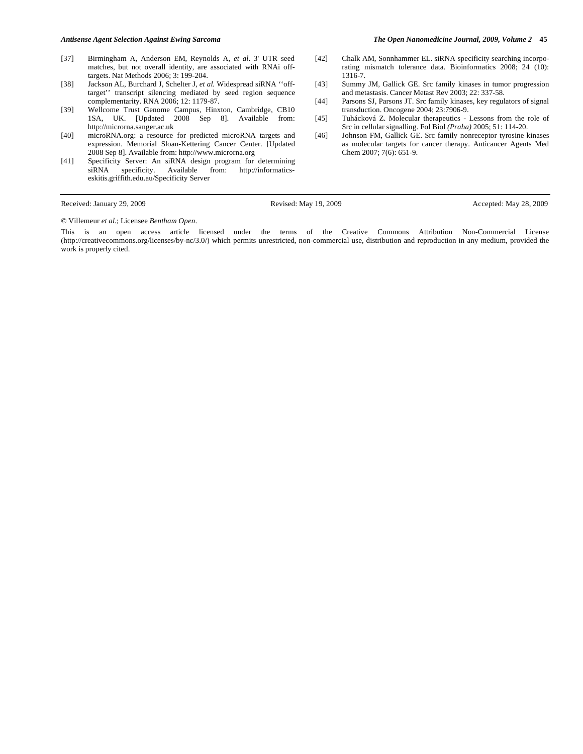[37] Birmingham A, Anderson EM, Reynolds A, *et al*. 3' UTR seed matches, but not overall identity, are associated with RNAi off-targets. Nat Methods 2006; 3: 199-204.

[38] Jackson AL, Burchard J, Schelter J, *et al.* Widespread siRNA ''off-target'' transcript silencing mediated by seed region sequence complementarity. RNA 2006; 12: 1179-87.

[39] Wellcome Trust Genome Campus, Hinxton, Cambridge, CB10 1SA, UK. [Updated 2008 Sep 8]. Available from: http://microrna.sanger.ac.uk

[40] microRNA.org: a resource for predicted microRNA targets and expression. Memorial Sloan-Kettering Cancer Center. [Updated 2008 Sep 8]. Available from: http://www.microrna.org

[41] Specificity Server: An siRNA design program for determining siRNA specificity. Available from: http://informatics-eskitis.griffith.edu.au/Specificity Server

[42] Chalk AM, Sonnhammer EL. siRNA specificity searching incorporating mismatch tolerance data. Bioinformatics 2008; 24 (10): 1316-7.

[43] Summy JM, Gallick GE. Src family kinases in tumor progression and metastasis. Cancer Metast Rev 2003; 22: 337-58.

[44] Parsons SJ, Parsons JT. Src family kinases, key regulators of signal transduction. Oncogene 2004; 23:7906-9.

[45] Tuhácková Z. Molecular therapeutics - Lessons from the role of Src in cellular signalling. Fol Biol *(Praha)* 2005; 51: 114-20.

[46] Johnson FM, Gallick GE. Src family nonreceptor tyrosine kinases as molecular targets for cancer therapy. Anticancer Agents Med Chem 2007; 7(6): 651-9.

Received: January 29, 2009 Revised: May 19, 2009 Accepted: May 28, 2009

© Villemeur *et al*.; Licensee *Bentham Open*.

This is an open access article licensed under the terms of the Creative Commons Attribution Non-Commercial License (http://creativecommons.org/licenses/by-nc/3.0/) which permits unrestricted, non-commercial use, distribution and reproduction in any medium, provided the work is properly cited.